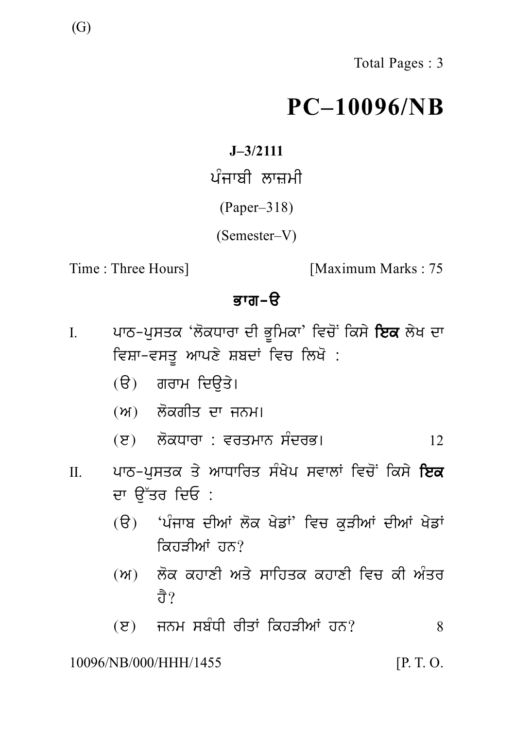(G)

Total Pages : 3

# PC–10096/NB

**J–3/2111**

ਪੰਜਾਬੀ ਲਾਜ਼ਮੀ

(Paper–318)

(Semester–V)

Time : Three Hours] [Maximum Marks : 75

## ਭਾਗ–ੳ

I. ਪਾਠ-ਪੁਸਤਕ 'ਲੋਕਧਾਰਾ ਦੀ ਭੂਮਿਕਾ' ਵਿਚੋਂ ਕਿਸੇ **ਇਕ** ਲੇਖ ਦਾ ਵਿਸ਼ਾ-ਵਸਤੂ ਆਪਣੇ ਸ਼ਬਦਾਂ ਵਿਚ ਲਿਖੋ :

(ੳ) ਗਰਾਮ ਦਿਉਤੇ।

(ਅ) ਲੋਕਗੀਤ ਦਾ ਜਨਮ।

(ੲ) ਲੋਕਧਾਰਾ : ਵਰਤਮਾਨ ਸੰਦਰਭ। 12

II. ਪਾਠ-ਪੁਸਤਕ ਤੇ ਆਧਾਰਿਤ ਸੰਖੇਪ ਸਵਾਲਾਂ ਵਿਚੋਂ ਕਿਸੇ **ਇਕ** ਦਾ ਉੱਤਰ ਦਿਓ :

(ੳ) 'ਪੰਜਾਬ ਦੀਆਂ ਲੋਕ ਖੇਡਾਂ' ਵਿਚ ਕੁੜੀਆਂ ਦੀਆਂ ਖੇਡਾਂ ਕਿਹੜੀਆਂ ਹਨ?

(ਅ) ਲੋਕ ਕਹਾਣੀ ਅਤੇ ਸਾਹਿਤਕ ਕਹਾਣੀ ਵਿਚ ਕੀ ਅੰਤਰ ਹੈ?

(ੲ) ਜਨਮ ਸਬੰਧੀ ਰੀਤਾਂ ਕਿਹੜੀਆਂ ਹਨ? 8

10096/NB/000/HHH/1455 [P. T. O.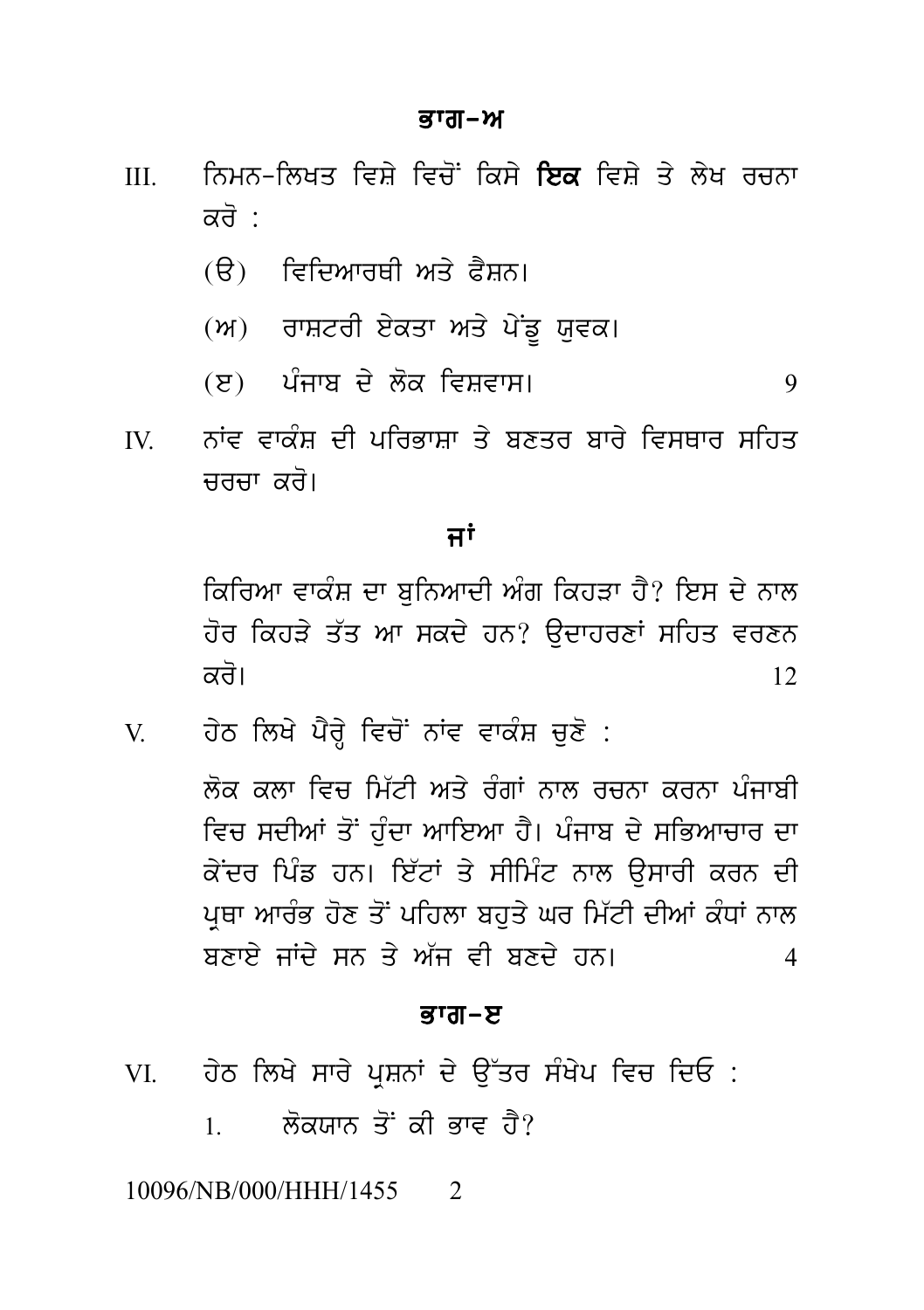## ਭਾਗ–ਅ

III. ਨਿਮਨ-ਲਿਖਤ ਵਿਸ਼ੇ ਵਿਚੋਂ ਕਿਸੇ **ਇਕ** ਵਿਸ਼ੇ ਤੇ ਲੇਖ ਰਚਨਾ ਕਰੋ :

(ੳ) ਵਿਦਿਆਰਥੀ ਅਤੇ ਫੈਸ਼ਨ।

(ਅ) ਰਾਸ਼ਟਰੀ ਏਕਤਾ ਅਤੇ ਪੇਂਡੂ ਯੁਵਕ।

(ੲ) ਪੰਜਾਬ ਦੇ ਲੋਕ ਵਿਸ਼ਵਾਸ। 9

IV. ਨਾਂਵ ਵਾਕੰਸ਼ ਦੀ ਪਰਿਭਾਸ਼ਾ ਤੇ ਬਣਤਰ ਬਾਰੇ ਵਿਸਥਾਰ ਸਹਿਤ ਚਰਚਾ ਕਰੋ।

**ਜਾਂ**

ਕਿਰਿਆ ਵਾਕੰਸ਼ ਦਾ ਬੁਨਿਆਦੀ ਅੰਗ ਕਿਹੜਾ ਹੈ? ਇਸ ਦੇ ਨਾਲ ਹੋਰ ਕਿਹੜੇ ਤੱਤ ਆ ਸਕਦੇ ਹਨ? ਉਦਾਹਰਣਾਂ ਸਹਿਤ ਵਰਣਨ ਕਰੋ। 12

V. ਹੇਠ ਲਿਖੇ ਪੈਰ੍ਹੇ ਵਿਚੋਂ ਨਾਂਵ ਵਾਕੰਸ਼ ਚੁਣੋ :

ਲੋਕ ਕਲਾ ਵਿਚ ਮਿੱਟੀ ਅਤੇ ਰੰਗਾਂ ਨਾਲ ਰਚਨਾ ਕਰਨਾ ਪੰਜਾਬੀ ਵਿਚ ਸਦੀਆਂ ਤੋਂ ਹੁੰਦਾ ਆਇਆ ਹੈ। ਪੰਜਾਬ ਦੇ ਸਭਿਆਚਾਰ ਦਾ ਕੇਂਦਰ ਪਿੰਡ ਹਨ। ਇੱਟਾਂ ਤੇ ਸੀਮਿੰਟ ਨਾਲ ਉਸਾਰੀ ਕਰਨ ਦੀ ਪ੍ਰਥਾ ਆਰੰਭ ਹੋਣ ਤੋਂ ਪਹਿਲਾ ਬਹੁਤੇ ਘਰ ਮਿੱਟੀ ਦੀਆਂ ਕੰਧਾਂ ਨਾਲ ਬਣਾਏ ਜਾਂਦੇ ਸਨ ਤੇ ਅੱਜ ਵੀ ਬਣਦੇ ਹਨ। 4

## ਭਾਗ–ੲ

VI. ਹੇਠ ਲਿਖੇ ਸਾਰੇ ਪ੍ਰਸ਼ਨਾਂ ਦੇ ਉੱਤਰ ਸੰਖੇਪ ਵਿਚ ਦਿਓ :

1. ਲੋਕਯਾਨ ਤੋਂ ਕੀ ਭਾਵ ਹੈ?

10096/NB/000/HHH/1455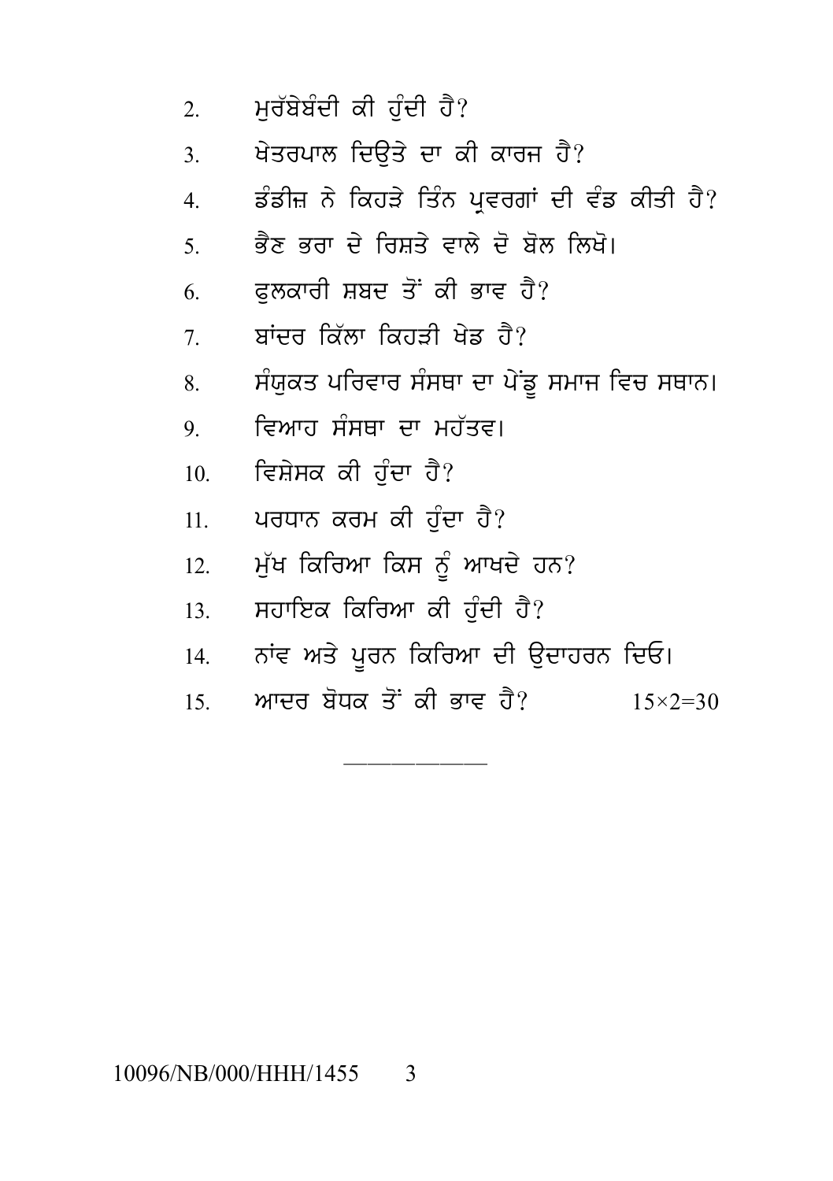2. ਮੁਰੱਬੇਬੰਦੀ ਕੀ ਹੁੰਦੀ ਹੈ?
3. ਖੇਤਰਪਾਲ ਦਿਉਤੇ ਦਾ ਕੀ ਕਾਰਜ ਹੈ?
4. ਡੰਡੀਜ਼ ਨੇ ਕਿਹੜੇ ਤਿੰਨ ਪ੍ਰਵਰਗਾਂ ਦੀ ਵੰਡ ਕੀਤੀ ਹੈ?
5. ਭੈਣ ਭਰਾ ਦੇ ਰਿਸ਼ਤੇ ਵਾਲੇ ਦੋ ਬੋਲ ਲਿਖੋ।
6. ਫੁਲਕਾਰੀ ਸ਼ਬਦ ਤੋਂ ਕੀ ਭਾਵ ਹੈ?
7. ਬਾਂਦਰ ਕਿੱਲਾ ਕਿਹੜੀ ਖੇਡ ਹੈ?
8. ਸੰਯੁਕਤ ਪਰਿਵਾਰ ਸੰਸਥਾ ਦਾ ਪੇਂਡੂ ਸਮਾਜ ਵਿਚ ਸਥਾਨ।
9. ਵਿਆਹ ਸੰਸਥਾ ਦਾ ਮਹੱਤਵ।
10. ਵਿਸ਼ੇਸਕ ਕੀ ਹੁੰਦਾ ਹੈ?
11. ਪਰਧਾਨ ਕਰਮ ਕੀ ਹੁੰਦਾ ਹੈ?
12. ਮੁੱਖ ਕਿਰਿਆ ਕਿਸ ਨੂੰ ਆਖਦੇ ਹਨ?
13. ਸਹਾਇਕ ਕਿਰਿਆ ਕੀ ਹੁੰਦੀ ਹੈ?
14. ਨਾਂਵ ਅਤੇ ਪੂਰਨ ਕਿਰਿਆ ਦੀ ਉਦਾਹਰਨ ਦਿਓ।
15. ਆਦਰ ਬੋਧਕ ਤੋਂ ਕੀ ਭਾਵ ਹੈ? $15 \times 2 = 30$

———————

10096/NB/000/HHH/1455